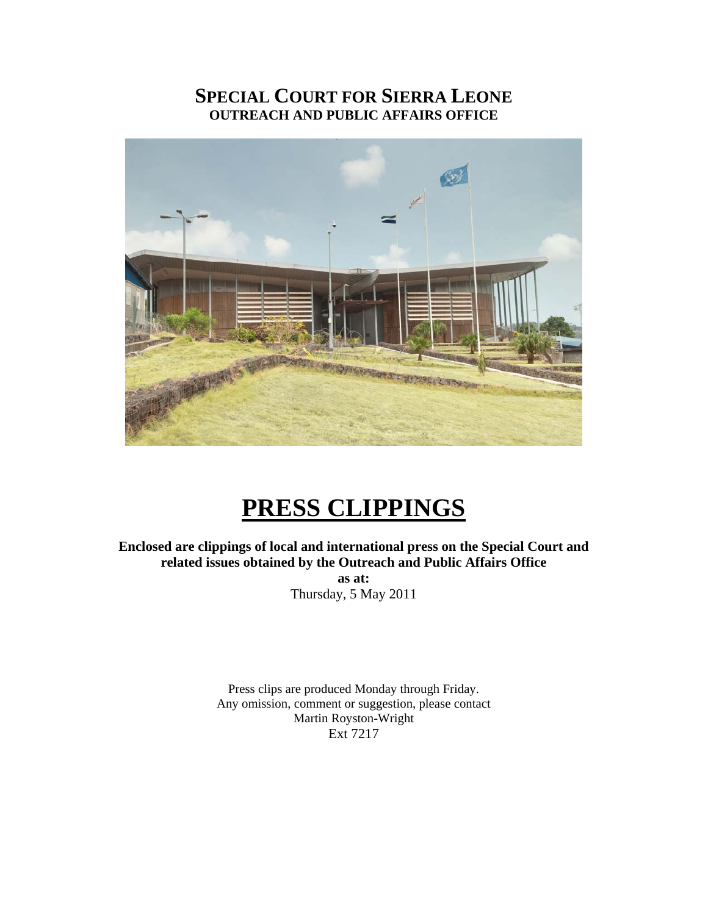# SPECIAL COURT FOR SIERRA LEONE

## OUTREACH AND PUBLIC AFFAIRS OFFICE

# PRESS CLIPPINGS

**Enclosed are clippings of local and international press on the Special Court and related issues obtained by the Outreach and Public Affairs Office**

**as at:**

Thursday, 5 May 2011

Press clips are produced Monday through Friday.
Any omission, comment or suggestion, please contact
Martin Royston-Wright
Ext 7217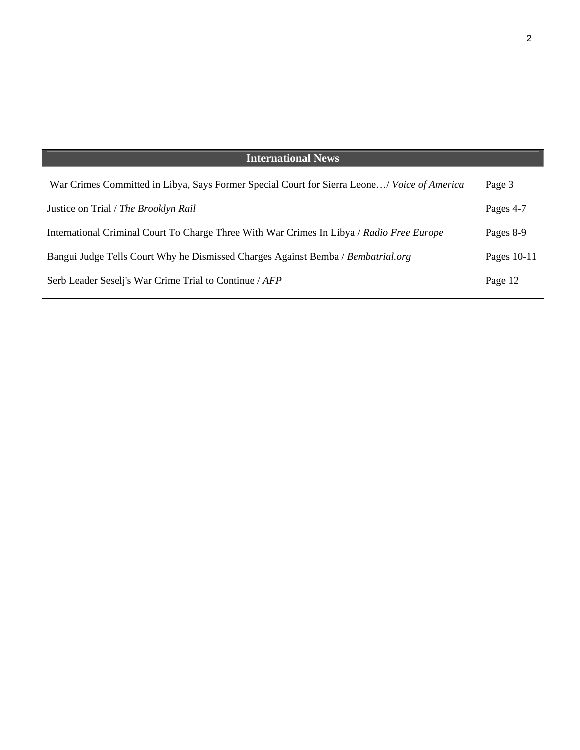| International News | |
|---|---|
| War Crimes Committed in Libya, Says Former Special Court for Sierra Leone…/ *Voice of America* | Page 3 |
| Justice on Trial / *The Brooklyn Rail* | Pages 4-7 |
| International Criminal Court To Charge Three With War Crimes In Libya / *Radio Free Europe* | Pages 8-9 |
| Bangui Judge Tells Court Why he Dismissed Charges Against Bemba / *Bembatrial.org* | Pages 10-11 |
| Serb Leader Seselj's War Crime Trial to Continue / *AFP* | Page 12 |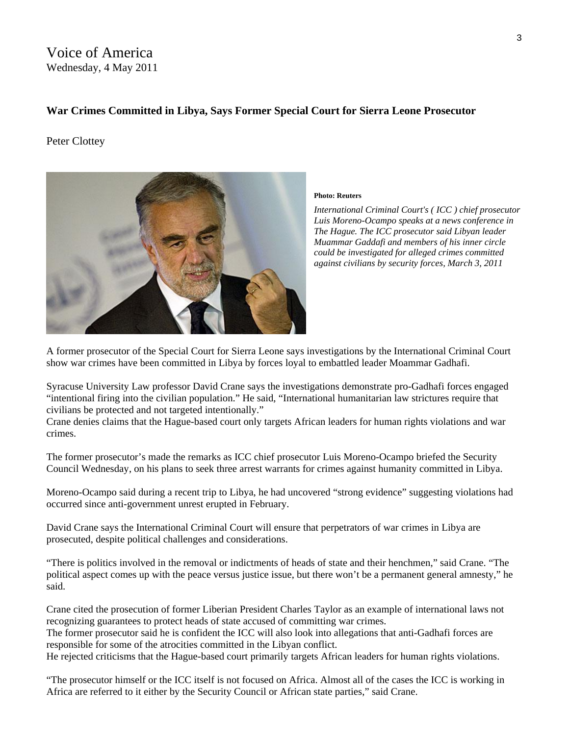Voice of America
Wednesday, 4 May 2011

**War Crimes Committed in Libya, Says Former Special Court for Sierra Leone Prosecutor**

Peter Clottey

**Photo: Reuters**

*International Criminal Court's ( ICC ) chief prosecutor Luis Moreno-Ocampo speaks at a news conference in The Hague. The ICC prosecutor said Libyan leader Muammar Gaddafi and members of his inner circle could be investigated for alleged crimes committed against civilians by security forces, March 3, 2011*

A former prosecutor of the Special Court for Sierra Leone says investigations by the International Criminal Court show war crimes have been committed in Libya by forces loyal to embattled leader Moammar Gadhafi.

Syracuse University Law professor David Crane says the investigations demonstrate pro-Gadhafi forces engaged "intentional firing into the civilian population." He said, "International humanitarian law strictures require that civilians be protected and not targeted intentionally."
Crane denies claims that the Hague-based court only targets African leaders for human rights violations and war crimes.

The former prosecutor's made the remarks as ICC chief prosecutor Luis Moreno-Ocampo briefed the Security Council Wednesday, on his plans to seek three arrest warrants for crimes against humanity committed in Libya.

Moreno-Ocampo said during a recent trip to Libya, he had uncovered "strong evidence" suggesting violations had occurred since anti-government unrest erupted in February.

David Crane says the International Criminal Court will ensure that perpetrators of war crimes in Libya are prosecuted, despite political challenges and considerations.

"There is politics involved in the removal or indictments of heads of state and their henchmen," said Crane. "The political aspect comes up with the peace versus justice issue, but there won't be a permanent general amnesty," he said.

Crane cited the prosecution of former Liberian President Charles Taylor as an example of international laws not recognizing guarantees to protect heads of state accused of committing war crimes.
The former prosecutor said he is confident the ICC will also look into allegations that anti-Gadhafi forces are responsible for some of the atrocities committed in the Libyan conflict.
He rejected criticisms that the Hague-based court primarily targets African leaders for human rights violations.

"The prosecutor himself or the ICC itself is not focused on Africa. Almost all of the cases the ICC is working in Africa are referred to it either by the Security Council or African state parties," said Crane.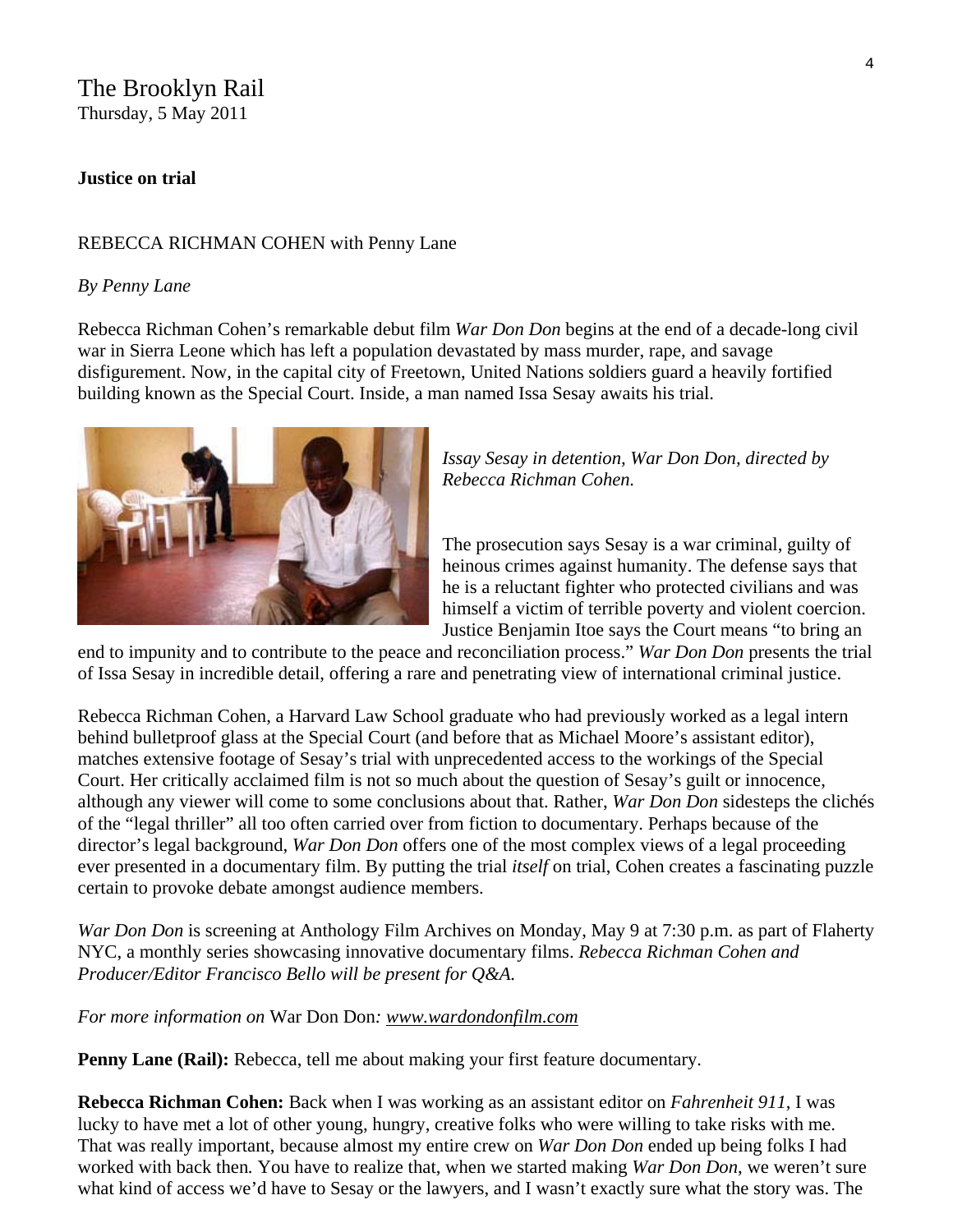The Brooklyn Rail
Thursday, 5 May 2011

**Justice on trial**

REBECCA RICHMAN COHEN with Penny Lane

*By Penny Lane*

Rebecca Richman Cohen's remarkable debut film *War Don Don* begins at the end of a decade-long civil war in Sierra Leone which has left a population devastated by mass murder, rape, and savage disfigurement. Now, in the capital city of Freetown, United Nations soldiers guard a heavily fortified building known as the Special Court. Inside, a man named Issa Sesay awaits his trial.

*Issay Sesay in detention, War Don Don, directed by Rebecca Richman Cohen.*

The prosecution says Sesay is a war criminal, guilty of heinous crimes against humanity. The defense says that he is a reluctant fighter who protected civilians and was himself a victim of terrible poverty and violent coercion. Justice Benjamin Itoe says the Court means "to bring an end to impunity and to contribute to the peace and reconciliation process." *War Don Don* presents the trial of Issa Sesay in incredible detail, offering a rare and penetrating view of international criminal justice.

Rebecca Richman Cohen, a Harvard Law School graduate who had previously worked as a legal intern behind bulletproof glass at the Special Court (and before that as Michael Moore's assistant editor), matches extensive footage of Sesay's trial with unprecedented access to the workings of the Special Court. Her critically acclaimed film is not so much about the question of Sesay's guilt or innocence, although any viewer will come to some conclusions about that. Rather, *War Don Don* sidesteps the clichés of the "legal thriller" all too often carried over from fiction to documentary. Perhaps because of the director's legal background, *War Don Don* offers one of the most complex views of a legal proceeding ever presented in a documentary film. By putting the trial *itself* on trial, Cohen creates a fascinating puzzle certain to provoke debate amongst audience members.

*War Don Don* is screening at Anthology Film Archives on Monday, May 9 at 7:30 p.m. as part of Flaherty NYC, a monthly series showcasing innovative documentary films. *Rebecca Richman Cohen and Producer/Editor Francisco Bello will be present for Q&A.*

*For more information on* War Don Don*: www.wardondonfilm.com*

**Penny Lane (Rail):** Rebecca, tell me about making your first feature documentary.

**Rebecca Richman Cohen:** Back when I was working as an assistant editor on *Fahrenheit 911*, I was lucky to have met a lot of other young, hungry, creative folks who were willing to take risks with me. That was really important, because almost my entire crew on *War Don Don* ended up being folks I had worked with back then. You have to realize that, when we started making *War Don Don*, we weren't sure what kind of access we'd have to Sesay or the lawyers, and I wasn't exactly sure what the story was. The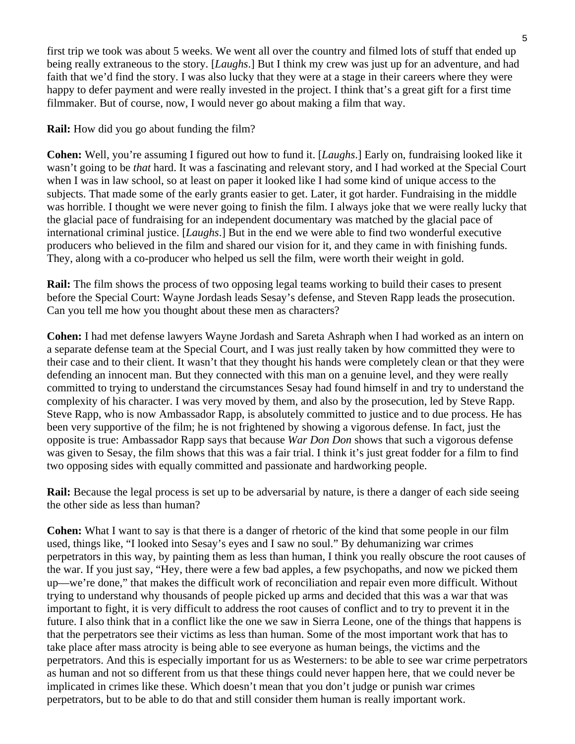first trip we took was about 5 weeks. We went all over the country and filmed lots of stuff that ended up being really extraneous to the story. [*Laughs*.] But I think my crew was just up for an adventure, and had faith that we'd find the story. I was also lucky that they were at a stage in their careers where they were happy to defer payment and were really invested in the project. I think that's a great gift for a first time filmmaker. But of course, now, I would never go about making a film that way.

**Rail:** How did you go about funding the film?

**Cohen:** Well, you're assuming I figured out how to fund it. [*Laughs*.] Early on, fundraising looked like it wasn't going to be *that* hard. It was a fascinating and relevant story, and I had worked at the Special Court when I was in law school, so at least on paper it looked like I had some kind of unique access to the subjects. That made some of the early grants easier to get. Later, it got harder. Fundraising in the middle was horrible. I thought we were never going to finish the film. I always joke that we were really lucky that the glacial pace of fundraising for an independent documentary was matched by the glacial pace of international criminal justice. [*Laughs*.] But in the end we were able to find two wonderful executive producers who believed in the film and shared our vision for it, and they came in with finishing funds. They, along with a co-producer who helped us sell the film, were worth their weight in gold.

**Rail:** The film shows the process of two opposing legal teams working to build their cases to present before the Special Court: Wayne Jordash leads Sesay's defense, and Steven Rapp leads the prosecution. Can you tell me how you thought about these men as characters?

**Cohen:** I had met defense lawyers Wayne Jordash and Sareta Ashraph when I had worked as an intern on a separate defense team at the Special Court, and I was just really taken by how committed they were to their case and to their client. It wasn't that they thought his hands were completely clean or that they were defending an innocent man. But they connected with this man on a genuine level, and they were really committed to trying to understand the circumstances Sesay had found himself in and try to understand the complexity of his character. I was very moved by them, and also by the prosecution, led by Steve Rapp. Steve Rapp, who is now Ambassador Rapp, is absolutely committed to justice and to due process. He has been very supportive of the film; he is not frightened by showing a vigorous defense. In fact, just the opposite is true: Ambassador Rapp says that because *War Don Don* shows that such a vigorous defense was given to Sesay, the film shows that this was a fair trial. I think it's just great fodder for a film to find two opposing sides with equally committed and passionate and hardworking people.

**Rail:** Because the legal process is set up to be adversarial by nature, is there a danger of each side seeing the other side as less than human?

**Cohen:** What I want to say is that there is a danger of rhetoric of the kind that some people in our film used, things like, "I looked into Sesay's eyes and I saw no soul." By dehumanizing war crimes perpetrators in this way, by painting them as less than human, I think you really obscure the root causes of the war. If you just say, "Hey, there were a few bad apples, a few psychopaths, and now we picked them up—we're done," that makes the difficult work of reconciliation and repair even more difficult. Without trying to understand why thousands of people picked up arms and decided that this was a war that was important to fight, it is very difficult to address the root causes of conflict and to try to prevent it in the future. I also think that in a conflict like the one we saw in Sierra Leone, one of the things that happens is that the perpetrators see their victims as less than human. Some of the most important work that has to take place after mass atrocity is being able to see everyone as human beings, the victims and the perpetrators. And this is especially important for us as Westerners: to be able to see war crime perpetrators as human and not so different from us that these things could never happen here, that we could never be implicated in crimes like these. Which doesn't mean that you don't judge or punish war crimes perpetrators, but to be able to do that and still consider them human is really important work.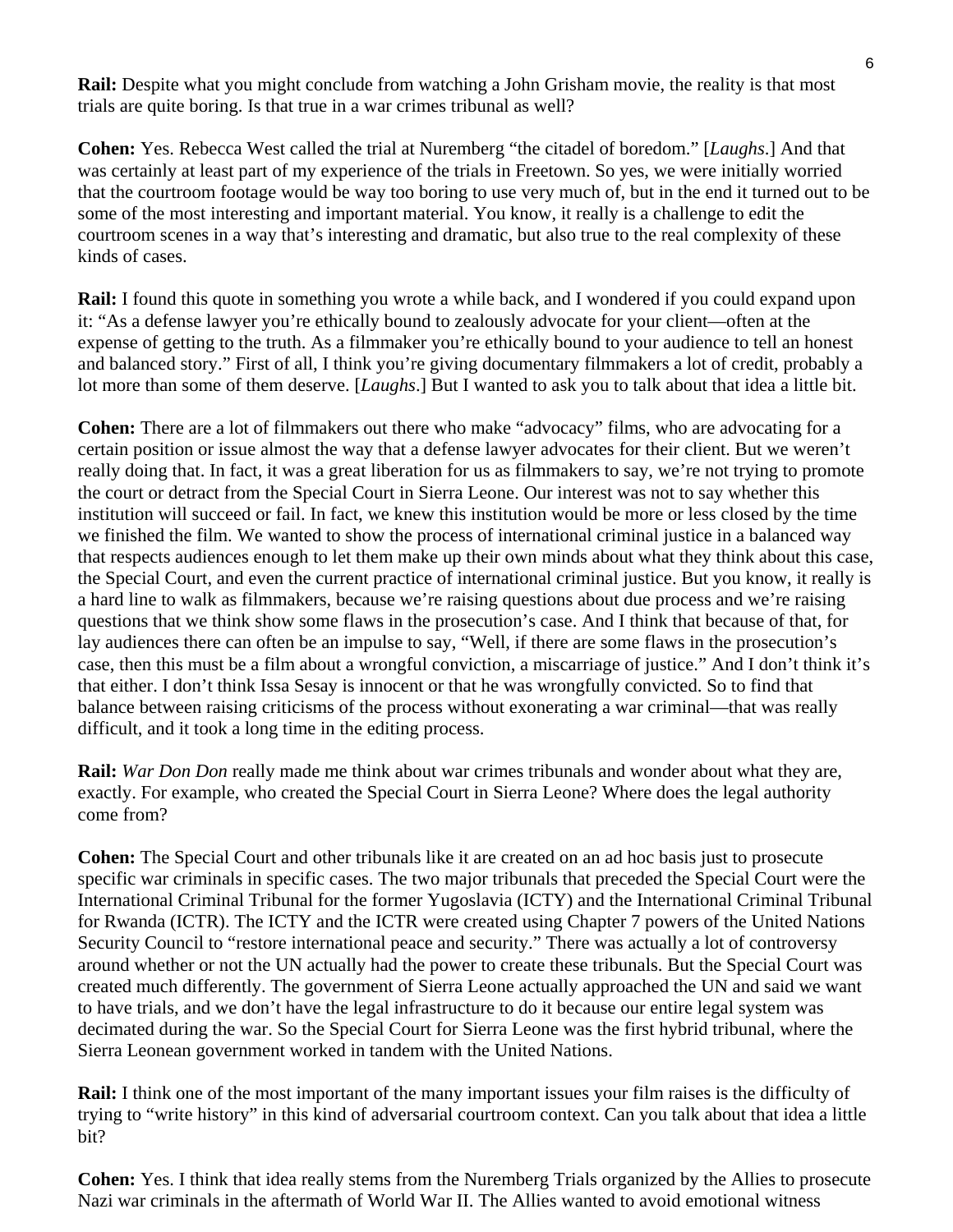**Rail:** Despite what you might conclude from watching a John Grisham movie, the reality is that most trials are quite boring. Is that true in a war crimes tribunal as well?

**Cohen:** Yes. Rebecca West called the trial at Nuremberg "the citadel of boredom." [*Laughs*.] And that was certainly at least part of my experience of the trials in Freetown. So yes, we were initially worried that the courtroom footage would be way too boring to use very much of, but in the end it turned out to be some of the most interesting and important material. You know, it really is a challenge to edit the courtroom scenes in a way that's interesting and dramatic, but also true to the real complexity of these kinds of cases.

**Rail:** I found this quote in something you wrote a while back, and I wondered if you could expand upon it: "As a defense lawyer you're ethically bound to zealously advocate for your client—often at the expense of getting to the truth. As a filmmaker you're ethically bound to your audience to tell an honest and balanced story." First of all, I think you're giving documentary filmmakers a lot of credit, probably a lot more than some of them deserve. [*Laughs*.] But I wanted to ask you to talk about that idea a little bit.

**Cohen:** There are a lot of filmmakers out there who make "advocacy" films, who are advocating for a certain position or issue almost the way that a defense lawyer advocates for their client. But we weren't really doing that. In fact, it was a great liberation for us as filmmakers to say, we're not trying to promote the court or detract from the Special Court in Sierra Leone. Our interest was not to say whether this institution will succeed or fail. In fact, we knew this institution would be more or less closed by the time we finished the film. We wanted to show the process of international criminal justice in a balanced way that respects audiences enough to let them make up their own minds about what they think about this case, the Special Court, and even the current practice of international criminal justice. But you know, it really is a hard line to walk as filmmakers, because we're raising questions about due process and we're raising questions that we think show some flaws in the prosecution's case. And I think that because of that, for lay audiences there can often be an impulse to say, "Well, if there are some flaws in the prosecution's case, then this must be a film about a wrongful conviction, a miscarriage of justice." And I don't think it's that either. I don't think Issa Sesay is innocent or that he was wrongfully convicted. So to find that balance between raising criticisms of the process without exonerating a war criminal—that was really difficult, and it took a long time in the editing process.

**Rail:** *War Don Don* really made me think about war crimes tribunals and wonder about what they are, exactly. For example, who created the Special Court in Sierra Leone? Where does the legal authority come from?

**Cohen:** The Special Court and other tribunals like it are created on an ad hoc basis just to prosecute specific war criminals in specific cases. The two major tribunals that preceded the Special Court were the International Criminal Tribunal for the former Yugoslavia (ICTY) and the International Criminal Tribunal for Rwanda (ICTR). The ICTY and the ICTR were created using Chapter 7 powers of the United Nations Security Council to "restore international peace and security." There was actually a lot of controversy around whether or not the UN actually had the power to create these tribunals. But the Special Court was created much differently. The government of Sierra Leone actually approached the UN and said we want to have trials, and we don't have the legal infrastructure to do it because our entire legal system was decimated during the war. So the Special Court for Sierra Leone was the first hybrid tribunal, where the Sierra Leonean government worked in tandem with the United Nations.

**Rail:** I think one of the most important of the many important issues your film raises is the difficulty of trying to "write history" in this kind of adversarial courtroom context. Can you talk about that idea a little bit?

**Cohen:** Yes. I think that idea really stems from the Nuremberg Trials organized by the Allies to prosecute Nazi war criminals in the aftermath of World War II. The Allies wanted to avoid emotional witness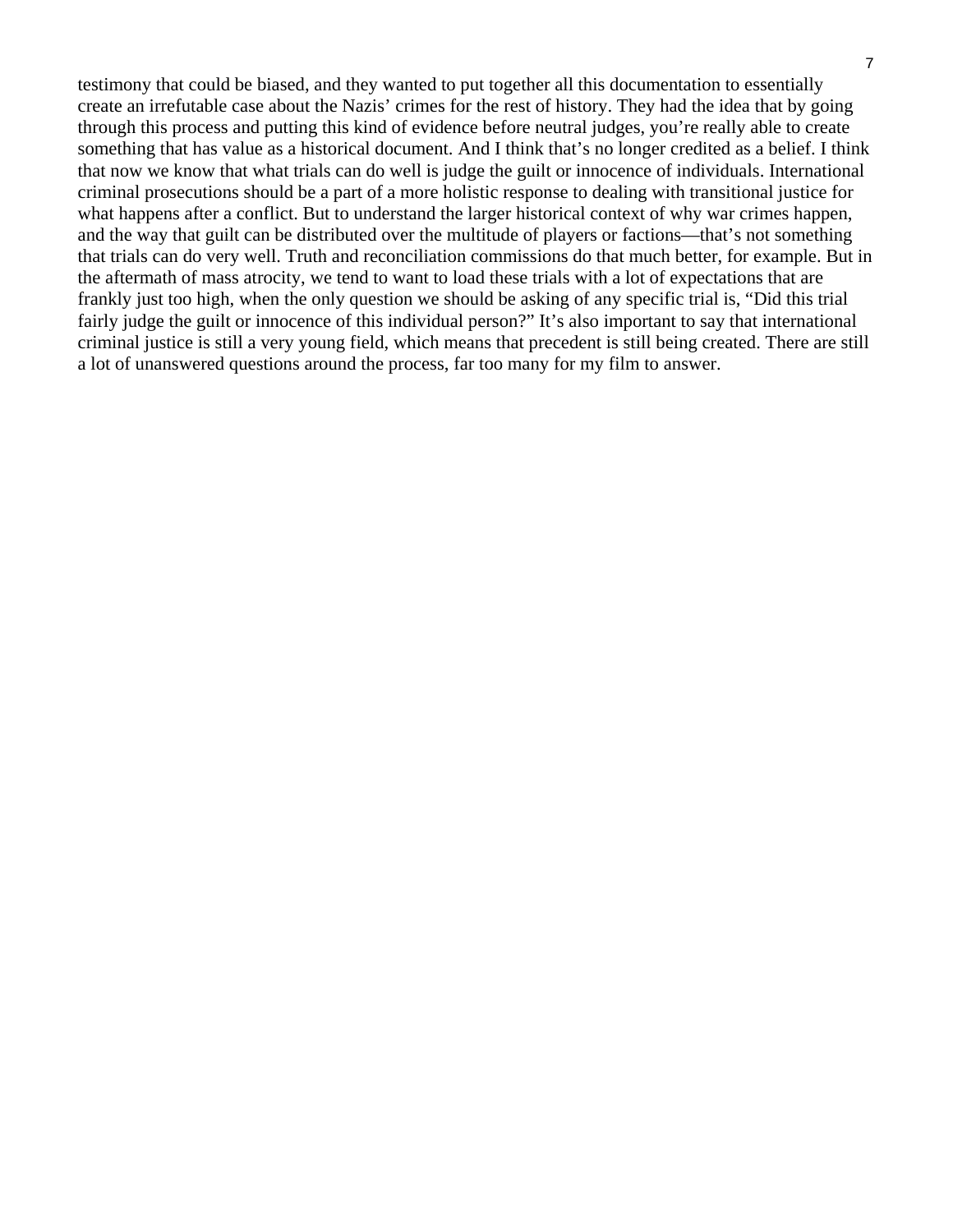testimony that could be biased, and they wanted to put together all this documentation to essentially create an irrefutable case about the Nazis' crimes for the rest of history. They had the idea that by going through this process and putting this kind of evidence before neutral judges, you're really able to create something that has value as a historical document. And I think that's no longer credited as a belief. I think that now we know that what trials can do well is judge the guilt or innocence of individuals. International criminal prosecutions should be a part of a more holistic response to dealing with transitional justice for what happens after a conflict. But to understand the larger historical context of why war crimes happen, and the way that guilt can be distributed over the multitude of players or factions—that's not something that trials can do very well. Truth and reconciliation commissions do that much better, for example. But in the aftermath of mass atrocity, we tend to want to load these trials with a lot of expectations that are frankly just too high, when the only question we should be asking of any specific trial is, "Did this trial fairly judge the guilt or innocence of this individual person?" It's also important to say that international criminal justice is still a very young field, which means that precedent is still being created. There are still a lot of unanswered questions around the process, far too many for my film to answer.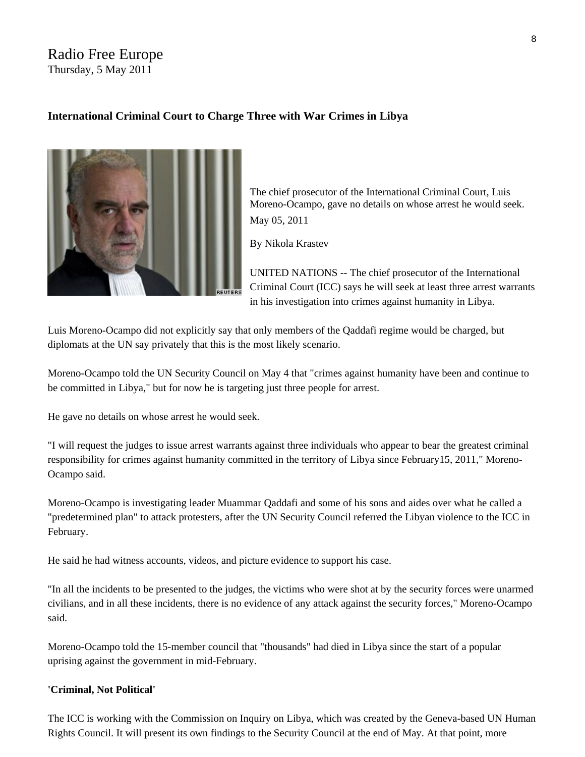Radio Free Europe
Thursday, 5 May 2011

**International Criminal Court to Charge Three with War Crimes in Libya**

The chief prosecutor of the International Criminal Court, Luis Moreno-Ocampo, gave no details on whose arrest he would seek.

May 05, 2011

By Nikola Krastev

UNITED NATIONS -- The chief prosecutor of the International Criminal Court (ICC) says he will seek at least three arrest warrants in his investigation into crimes against humanity in Libya.

Luis Moreno-Ocampo did not explicitly say that only members of the Qaddafi regime would be charged, but diplomats at the UN say privately that this is the most likely scenario.

Moreno-Ocampo told the UN Security Council on May 4 that "crimes against humanity have been and continue to be committed in Libya," but for now he is targeting just three people for arrest.

He gave no details on whose arrest he would seek.

"I will request the judges to issue arrest warrants against three individuals who appear to bear the greatest criminal responsibility for crimes against humanity committed in the territory of Libya since February15, 2011," Moreno-Ocampo said.

Moreno-Ocampo is investigating leader Muammar Qaddafi and some of his sons and aides over what he called a "predetermined plan" to attack protesters, after the UN Security Council referred the Libyan violence to the ICC in February.

He said he had witness accounts, videos, and picture evidence to support his case.

"In all the incidents to be presented to the judges, the victims who were shot at by the security forces were unarmed civilians, and in all these incidents, there is no evidence of any attack against the security forces," Moreno-Ocampo said.

Moreno-Ocampo told the 15-member council that "thousands" had died in Libya since the start of a popular uprising against the government in mid-February.

**'Criminal, Not Political'**

The ICC is working with the Commission on Inquiry on Libya, which was created by the Geneva-based UN Human Rights Council. It will present its own findings to the Security Council at the end of May. At that point, more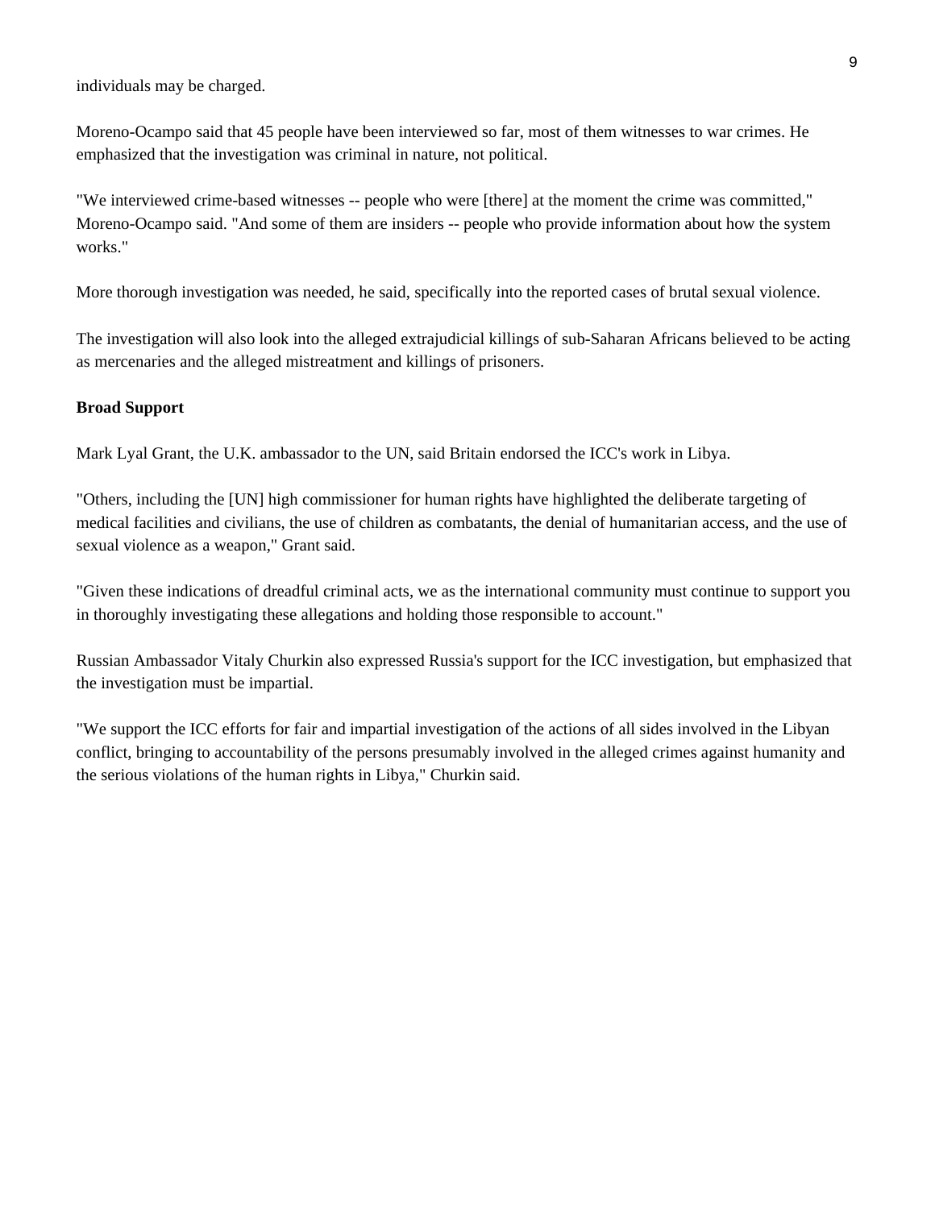individuals may be charged.

Moreno-Ocampo said that 45 people have been interviewed so far, most of them witnesses to war crimes. He emphasized that the investigation was criminal in nature, not political.

"We interviewed crime-based witnesses -- people who were [there] at the moment the crime was committed," Moreno-Ocampo said. "And some of them are insiders -- people who provide information about how the system works."

More thorough investigation was needed, he said, specifically into the reported cases of brutal sexual violence.

The investigation will also look into the alleged extrajudicial killings of sub-Saharan Africans believed to be acting as mercenaries and the alleged mistreatment and killings of prisoners.

**Broad Support**

Mark Lyal Grant, the U.K. ambassador to the UN, said Britain endorsed the ICC's work in Libya.

"Others, including the [UN] high commissioner for human rights have highlighted the deliberate targeting of medical facilities and civilians, the use of children as combatants, the denial of humanitarian access, and the use of sexual violence as a weapon," Grant said.

"Given these indications of dreadful criminal acts, we as the international community must continue to support you in thoroughly investigating these allegations and holding those responsible to account."

Russian Ambassador Vitaly Churkin also expressed Russia's support for the ICC investigation, but emphasized that the investigation must be impartial.

"We support the ICC efforts for fair and impartial investigation of the actions of all sides involved in the Libyan conflict, bringing to accountability of the persons presumably involved in the alleged crimes against humanity and the serious violations of the human rights in Libya," Churkin said.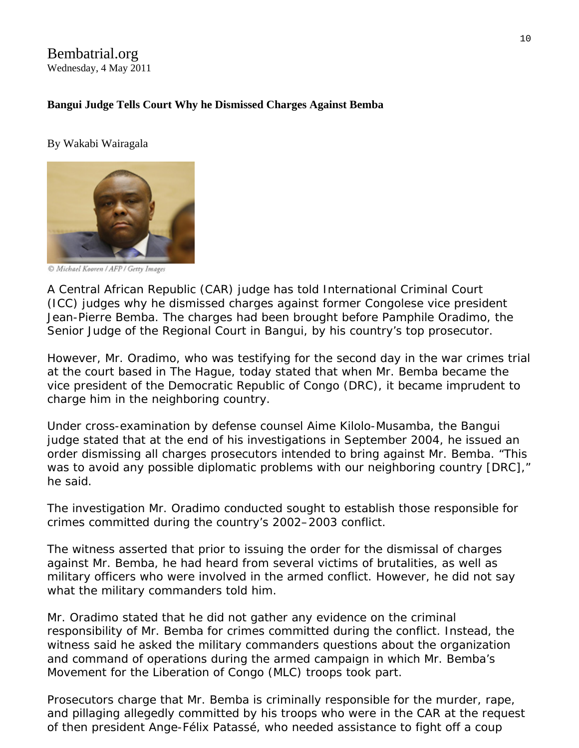Bembatrial.org
Wednesday, 4 May 2011

**Bangui Judge Tells Court Why he Dismissed Charges Against Bemba**

By Wakabi Wairagala

© Michael Kooren / AFP / Getty Images

A Central African Republic (CAR) judge has told International Criminal Court (ICC) judges why he dismissed charges against former Congolese vice president Jean-Pierre Bemba. The charges had been brought before Pamphile Oradimo, the Senior Judge of the Regional Court in Bangui, by his country's top prosecutor.

However, Mr. Oradimo, who was testifying for the second day in the war crimes trial at the court based in The Hague, today stated that when Mr. Bemba became the vice president of the Democratic Republic of Congo (DRC), it became imprudent to charge him in the neighboring country.

Under cross-examination by defense counsel Aime Kilolo-Musamba, the Bangui judge stated that at the end of his investigations in September 2004, he issued an order dismissing all charges prosecutors intended to bring against Mr. Bemba. "This was to avoid any possible diplomatic problems with our neighboring country [DRC]," he said.

The investigation Mr. Oradimo conducted sought to establish those responsible for crimes committed during the country's 2002–2003 conflict.

The witness asserted that prior to issuing the order for the dismissal of charges against Mr. Bemba, he had heard from several victims of brutalities, as well as military officers who were involved in the armed conflict. However, he did not say what the military commanders told him.

Mr. Oradimo stated that he did not gather any evidence on the criminal responsibility of Mr. Bemba for crimes committed during the conflict. Instead, the witness said he asked the military commanders questions about the organization and command of operations during the armed campaign in which Mr. Bemba's Movement for the Liberation of Congo (MLC) troops took part.

Prosecutors charge that Mr. Bemba is criminally responsible for the murder, rape, and pillaging allegedly committed by his troops who were in the CAR at the request of then president Ange-Félix Patassé, who needed assistance to fight off a coup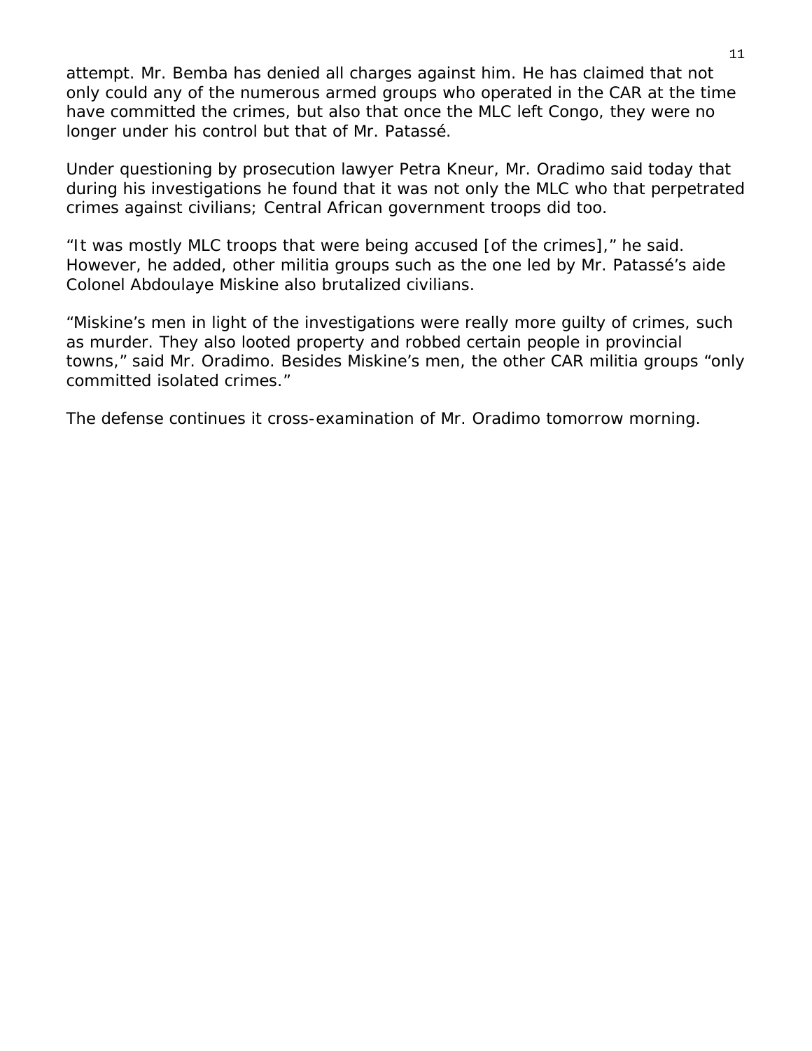attempt. Mr. Bemba has denied all charges against him. He has claimed that not only could any of the numerous armed groups who operated in the CAR at the time have committed the crimes, but also that once the MLC left Congo, they were no longer under his control but that of Mr. Patassé.

Under questioning by prosecution lawyer Petra Kneur, Mr. Oradimo said today that during his investigations he found that it was not only the MLC who that perpetrated crimes against civilians; Central African government troops did too.

"It was mostly MLC troops that were being accused [of the crimes]," he said. However, he added, other militia groups such as the one led by Mr. Patassé's aide Colonel Abdoulaye Miskine also brutalized civilians.

"Miskine's men in light of the investigations were really more guilty of crimes, such as murder. They also looted property and robbed certain people in provincial towns," said Mr. Oradimo. Besides Miskine's men, the other CAR militia groups "only committed isolated crimes."

The defense continues it cross-examination of Mr. Oradimo tomorrow morning.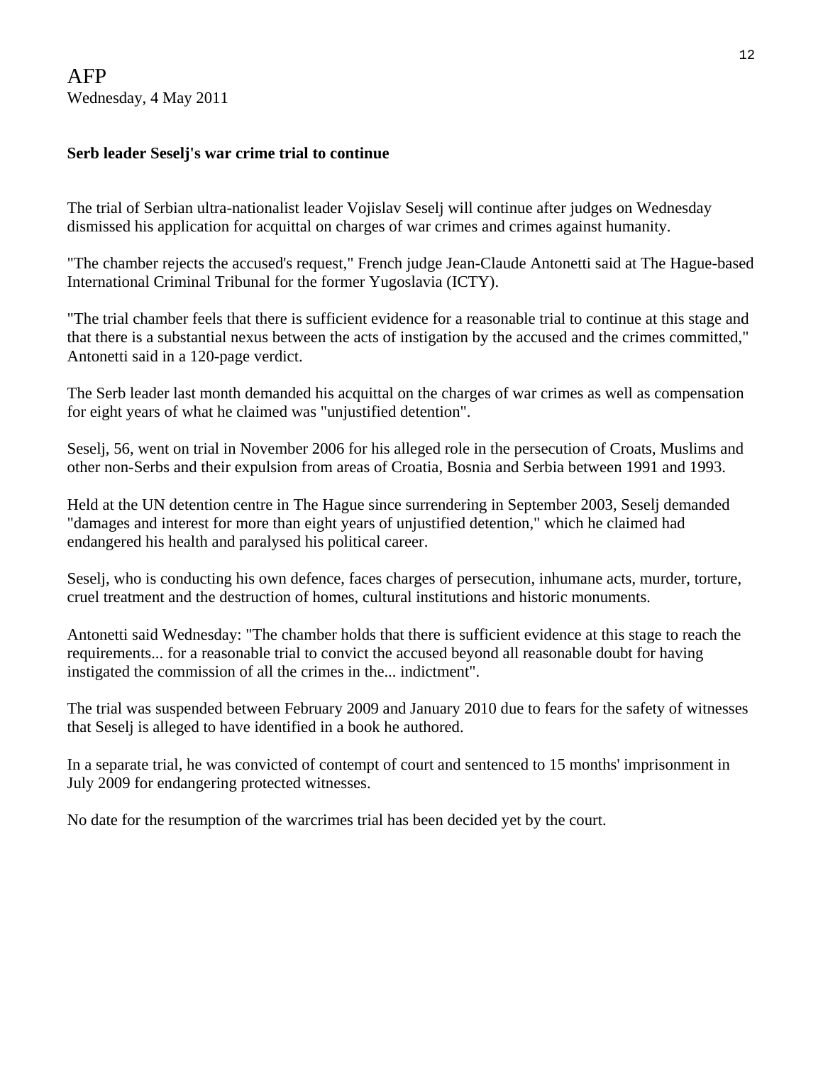AFP
Wednesday, 4 May 2011

**Serb leader Seselj's war crime trial to continue**

The trial of Serbian ultra-nationalist leader Vojislav Seselj will continue after judges on Wednesday dismissed his application for acquittal on charges of war crimes and crimes against humanity.

"The chamber rejects the accused's request," French judge Jean-Claude Antonetti said at The Hague-based International Criminal Tribunal for the former Yugoslavia (ICTY).

"The trial chamber feels that there is sufficient evidence for a reasonable trial to continue at this stage and that there is a substantial nexus between the acts of instigation by the accused and the crimes committed," Antonetti said in a 120-page verdict.

The Serb leader last month demanded his acquittal on the charges of war crimes as well as compensation for eight years of what he claimed was "unjustified detention".

Seselj, 56, went on trial in November 2006 for his alleged role in the persecution of Croats, Muslims and other non-Serbs and their expulsion from areas of Croatia, Bosnia and Serbia between 1991 and 1993.

Held at the UN detention centre in The Hague since surrendering in September 2003, Seselj demanded "damages and interest for more than eight years of unjustified detention," which he claimed had endangered his health and paralysed his political career.

Seselj, who is conducting his own defence, faces charges of persecution, inhumane acts, murder, torture, cruel treatment and the destruction of homes, cultural institutions and historic monuments.

Antonetti said Wednesday: "The chamber holds that there is sufficient evidence at this stage to reach the requirements... for a reasonable trial to convict the accused beyond all reasonable doubt for having instigated the commission of all the crimes in the... indictment".

The trial was suspended between February 2009 and January 2010 due to fears for the safety of witnesses that Seselj is alleged to have identified in a book he authored.

In a separate trial, he was convicted of contempt of court and sentenced to 15 months' imprisonment in July 2009 for endangering protected witnesses.

No date for the resumption of the warcrimes trial has been decided yet by the court.